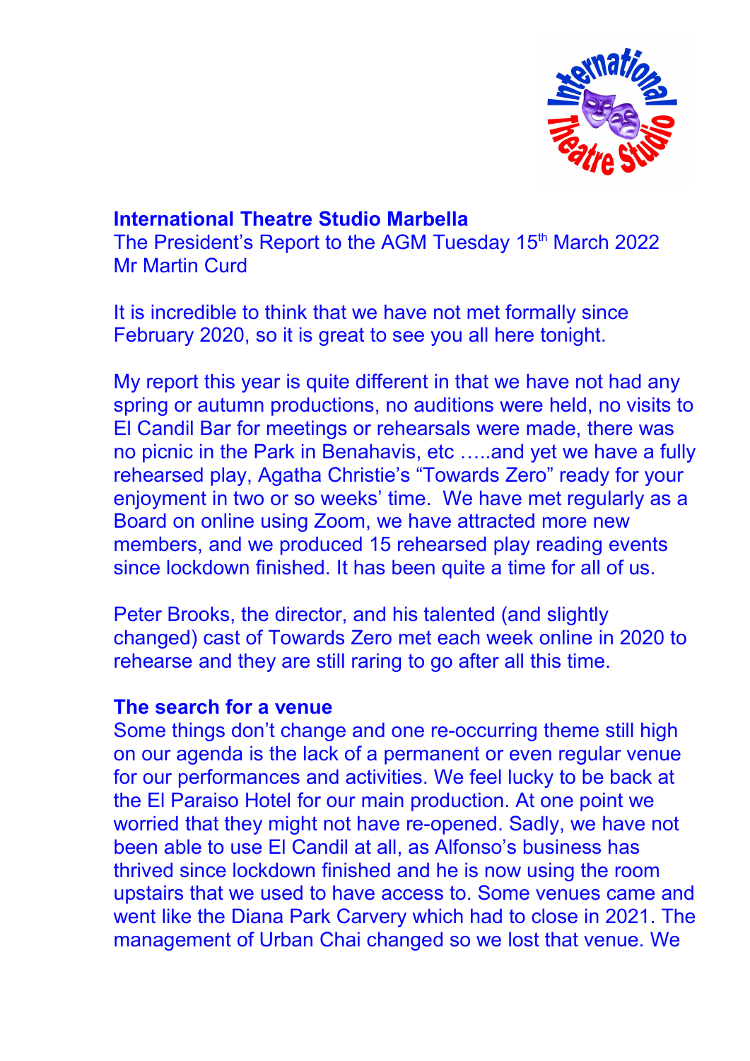**International Theatre Studio Marbella**
The President's Report to the AGM Tuesday 15th March 2022
Mr Martin Curd

It is incredible to think that we have not met formally since February 2020, so it is great to see you all here tonight.

My report this year is quite different in that we have not had any spring or autumn productions, no auditions were held, no visits to El Candil Bar for meetings or rehearsals were made, there was no picnic in the Park in Benahavis, etc …..and yet we have a fully rehearsed play, Agatha Christie's "Towards Zero" ready for your enjoyment in two or so weeks' time. We have met regularly as a Board on online using Zoom, we have attracted more new members, and we produced 15 rehearsed play reading events since lockdown finished. It has been quite a time for all of us.

Peter Brooks, the director, and his talented (and slightly changed) cast of Towards Zero met each week online in 2020 to rehearse and they are still raring to go after all this time.

**The search for a venue**

Some things don't change and one re-occurring theme still high on our agenda is the lack of a permanent or even regular venue for our performances and activities. We feel lucky to be back at the El Paraiso Hotel for our main production. At one point we worried that they might not have re-opened. Sadly, we have not been able to use El Candil at all, as Alfonso's business has thrived since lockdown finished and he is now using the room upstairs that we used to have access to. Some venues came and went like the Diana Park Carvery which had to close in 2021. The management of Urban Chai changed so we lost that venue. We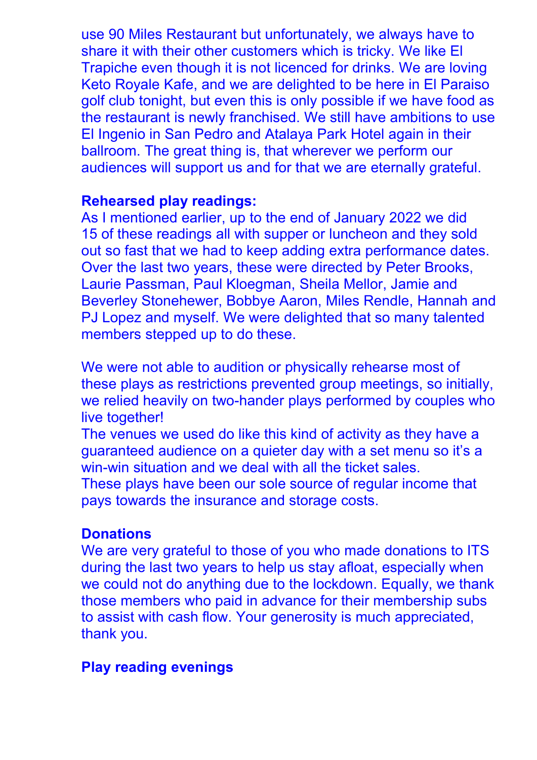use 90 Miles Restaurant but unfortunately, we always have to share it with their other customers which is tricky. We like El Trapiche even though it is not licenced for drinks. We are loving Keto Royale Kafe, and we are delighted to be here in El Paraiso golf club tonight, but even this is only possible if we have food as the restaurant is newly franchised. We still have ambitions to use El Ingenio in San Pedro and Atalaya Park Hotel again in their ballroom. The great thing is, that wherever we perform our audiences will support us and for that we are eternally grateful.

**Rehearsed play readings:**

As I mentioned earlier, up to the end of January 2022 we did 15 of these readings all with supper or luncheon and they sold out so fast that we had to keep adding extra performance dates. Over the last two years, these were directed by Peter Brooks, Laurie Passman, Paul Kloegman, Sheila Mellor, Jamie and Beverley Stonehewer, Bobbye Aaron, Miles Rendle, Hannah and PJ Lopez and myself. We were delighted that so many talented members stepped up to do these.

We were not able to audition or physically rehearse most of these plays as restrictions prevented group meetings, so initially, we relied heavily on two-hander plays performed by couples who live together!

The venues we used do like this kind of activity as they have a guaranteed audience on a quieter day with a set menu so it's a win-win situation and we deal with all the ticket sales.

These plays have been our sole source of regular income that pays towards the insurance and storage costs.

**Donations**

We are very grateful to those of you who made donations to ITS during the last two years to help us stay afloat, especially when we could not do anything due to the lockdown. Equally, we thank those members who paid in advance for their membership subs to assist with cash flow. Your generosity is much appreciated, thank you.

**Play reading evenings**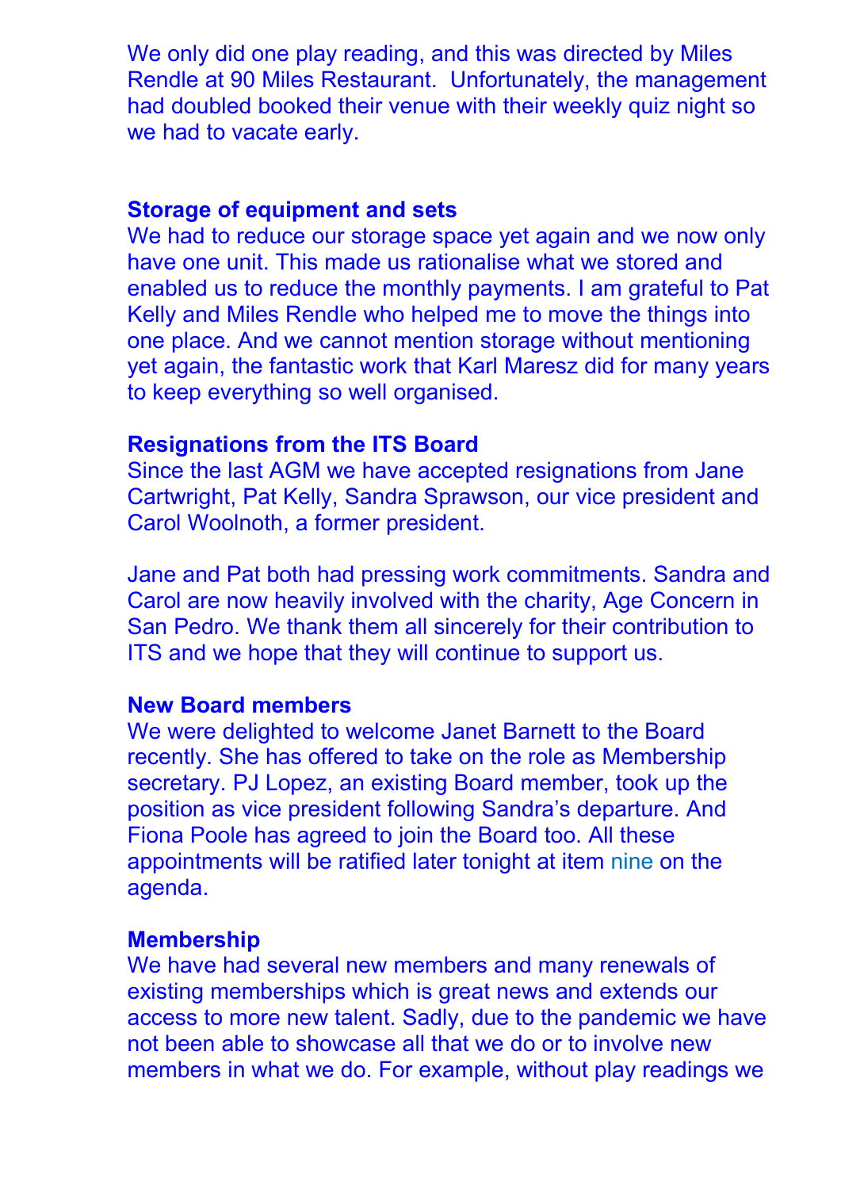We only did one play reading, and this was directed by Miles Rendle at 90 Miles Restaurant.  Unfortunately, the management had doubled booked their venue with their weekly quiz night so we had to vacate early.

### Storage of equipment and sets

We had to reduce our storage space yet again and we now only have one unit. This made us rationalise what we stored and enabled us to reduce the monthly payments. I am grateful to Pat Kelly and Miles Rendle who helped me to move the things into one place. And we cannot mention storage without mentioning yet again, the fantastic work that Karl Maresz did for many years to keep everything so well organised.

### Resignations from the ITS Board

Since the last AGM we have accepted resignations from Jane Cartwright, Pat Kelly, Sandra Sprawson, our vice president and Carol Woolnoth, a former president.

Jane and Pat both had pressing work commitments. Sandra and Carol are now heavily involved with the charity, Age Concern in San Pedro. We thank them all sincerely for their contribution to ITS and we hope that they will continue to support us.

### New Board members

We were delighted to welcome Janet Barnett to the Board recently. She has offered to take on the role as Membership secretary. PJ Lopez, an existing Board member, took up the position as vice president following Sandra's departure. And Fiona Poole has agreed to join the Board too. All these appointments will be ratified later tonight at item nine on the agenda.

### Membership

We have had several new members and many renewals of existing memberships which is great news and extends our access to more new talent. Sadly, due to the pandemic we have not been able to showcase all that we do or to involve new members in what we do. For example, without play readings we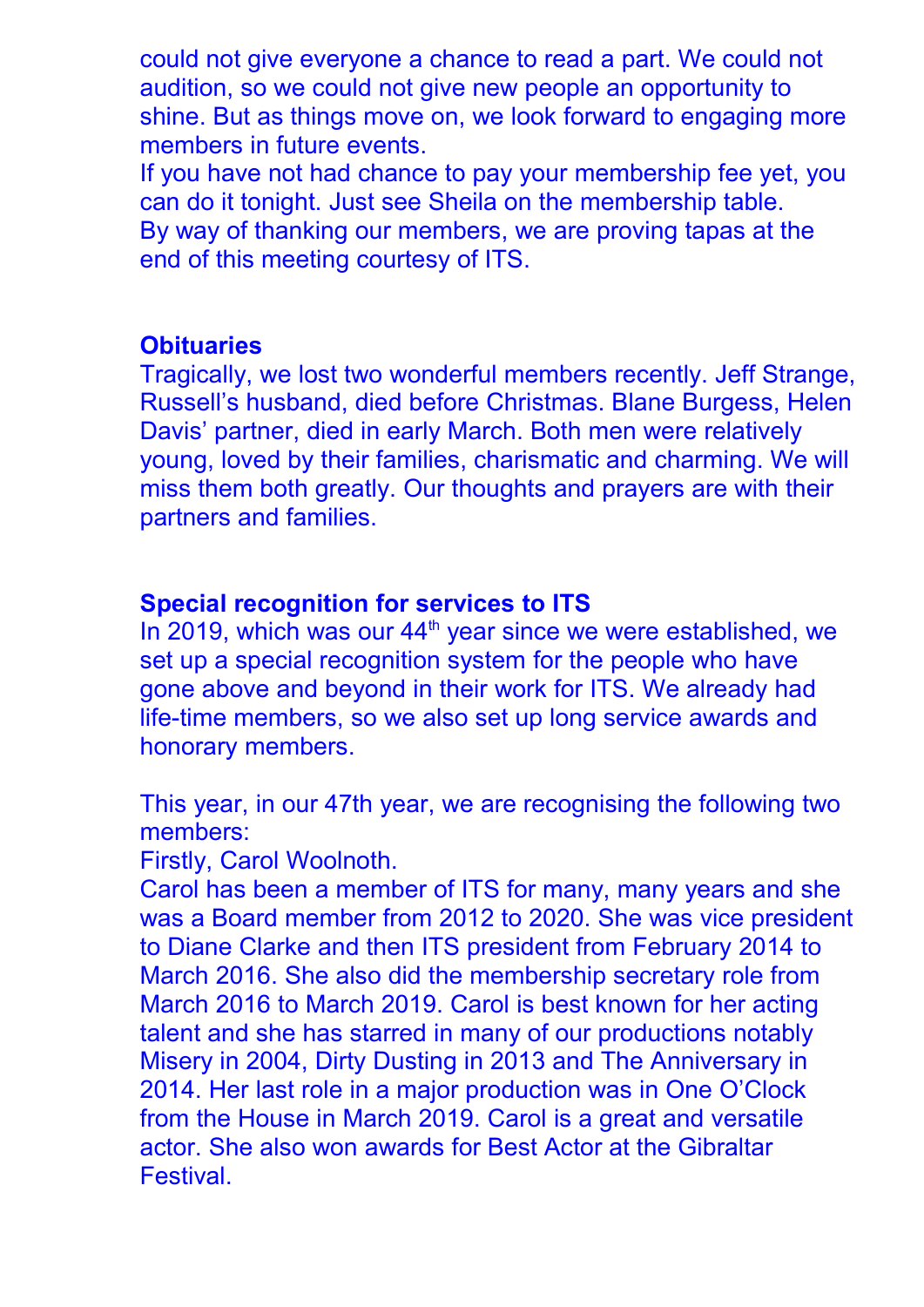could not give everyone a chance to read a part. We could not audition, so we could not give new people an opportunity to shine. But as things move on, we look forward to engaging more members in future events.
If you have not had chance to pay your membership fee yet, you can do it tonight. Just see Sheila on the membership table.
By way of thanking our members, we are proving tapas at the end of this meeting courtesy of ITS.

**Obituaries**
Tragically, we lost two wonderful members recently. Jeff Strange, Russell's husband, died before Christmas. Blane Burgess, Helen Davis' partner, died in early March. Both men were relatively young, loved by their families, charismatic and charming. We will miss them both greatly. Our thoughts and prayers are with their partners and families.

**Special recognition for services to ITS**
In 2019, which was our 44th year since we were established, we set up a special recognition system for the people who have gone above and beyond in their work for ITS. We already had life-time members, so we also set up long service awards and honorary members.

This year, in our 47th year, we are recognising the following two members:
Firstly, Carol Woolnoth.
Carol has been a member of ITS for many, many years and she was a Board member from 2012 to 2020. She was vice president to Diane Clarke and then ITS president from February 2014 to March 2016. She also did the membership secretary role from March 2016 to March 2019. Carol is best known for her acting talent and she has starred in many of our productions notably Misery in 2004, Dirty Dusting in 2013 and The Anniversary in 2014. Her last role in a major production was in One O'Clock from the House in March 2019. Carol is a great and versatile actor. She also won awards for Best Actor at the Gibraltar Festival.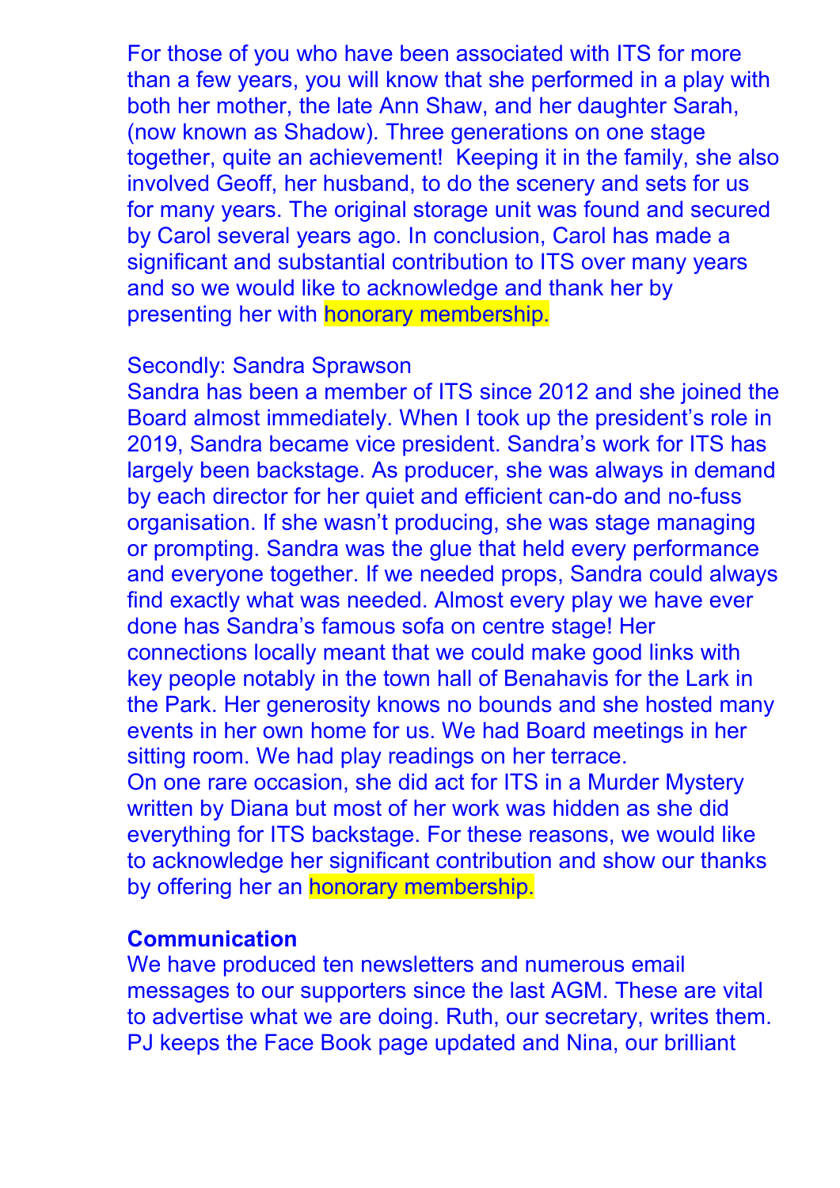For those of you who have been associated with ITS for more than a few years, you will know that she performed in a play with both her mother, the late Ann Shaw, and her daughter Sarah, (now known as Shadow). Three generations on one stage together, quite an achievement! Keeping it in the family, she also involved Geoff, her husband, to do the scenery and sets for us for many years. The original storage unit was found and secured by Carol several years ago. In conclusion, Carol has made a significant and substantial contribution to ITS over many years and so we would like to acknowledge and thank her by presenting her with honorary membership.

Secondly: Sandra Sprawson

Sandra has been a member of ITS since 2012 and she joined the Board almost immediately. When I took up the president's role in 2019, Sandra became vice president. Sandra's work for ITS has largely been backstage. As producer, she was always in demand by each director for her quiet and efficient can-do and no-fuss organisation. If she wasn't producing, she was stage managing or prompting. Sandra was the glue that held every performance and everyone together. If we needed props, Sandra could always find exactly what was needed. Almost every play we have ever done has Sandra's famous sofa on centre stage! Her connections locally meant that we could make good links with key people notably in the town hall of Benahavis for the Lark in the Park. Her generosity knows no bounds and she hosted many events in her own home for us. We had Board meetings in her sitting room. We had play readings on her terrace.
On one rare occasion, she did act for ITS in a Murder Mystery written by Diana but most of her work was hidden as she did everything for ITS backstage. For these reasons, we would like to acknowledge her significant contribution and show our thanks by offering her an honorary membership.

**Communication**

We have produced ten newsletters and numerous email messages to our supporters since the last AGM. These are vital to advertise what we are doing. Ruth, our secretary, writes them. PJ keeps the Face Book page updated and Nina, our brilliant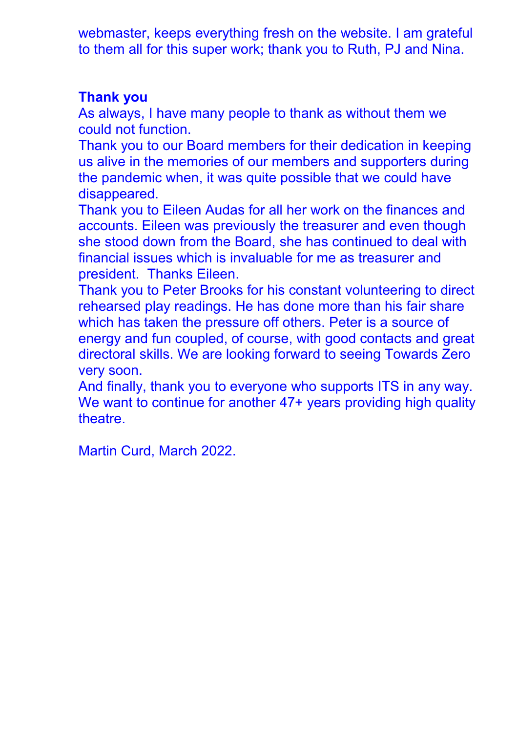webmaster, keeps everything fresh on the website. I am grateful to them all for this super work; thank you to Ruth, PJ and Nina.

**Thank you**

As always, I have many people to thank as without them we could not function.

Thank you to our Board members for their dedication in keeping us alive in the memories of our members and supporters during the pandemic when, it was quite possible that we could have disappeared.

Thank you to Eileen Audas for all her work on the finances and accounts. Eileen was previously the treasurer and even though she stood down from the Board, she has continued to deal with financial issues which is invaluable for me as treasurer and president. Thanks Eileen.

Thank you to Peter Brooks for his constant volunteering to direct rehearsed play readings. He has done more than his fair share which has taken the pressure off others. Peter is a source of energy and fun coupled, of course, with good contacts and great directoral skills. We are looking forward to seeing Towards Zero very soon.

And finally, thank you to everyone who supports ITS in any way. We want to continue for another 47+ years providing high quality theatre.

Martin Curd, March 2022.